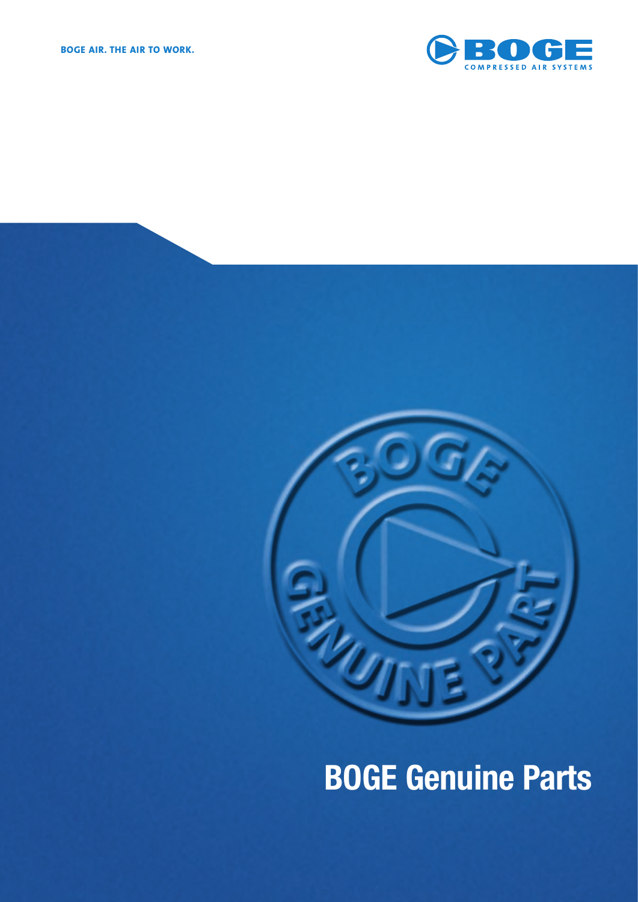BOGE AIR. THE AIR TO WORK.

# BOGE Genuine Parts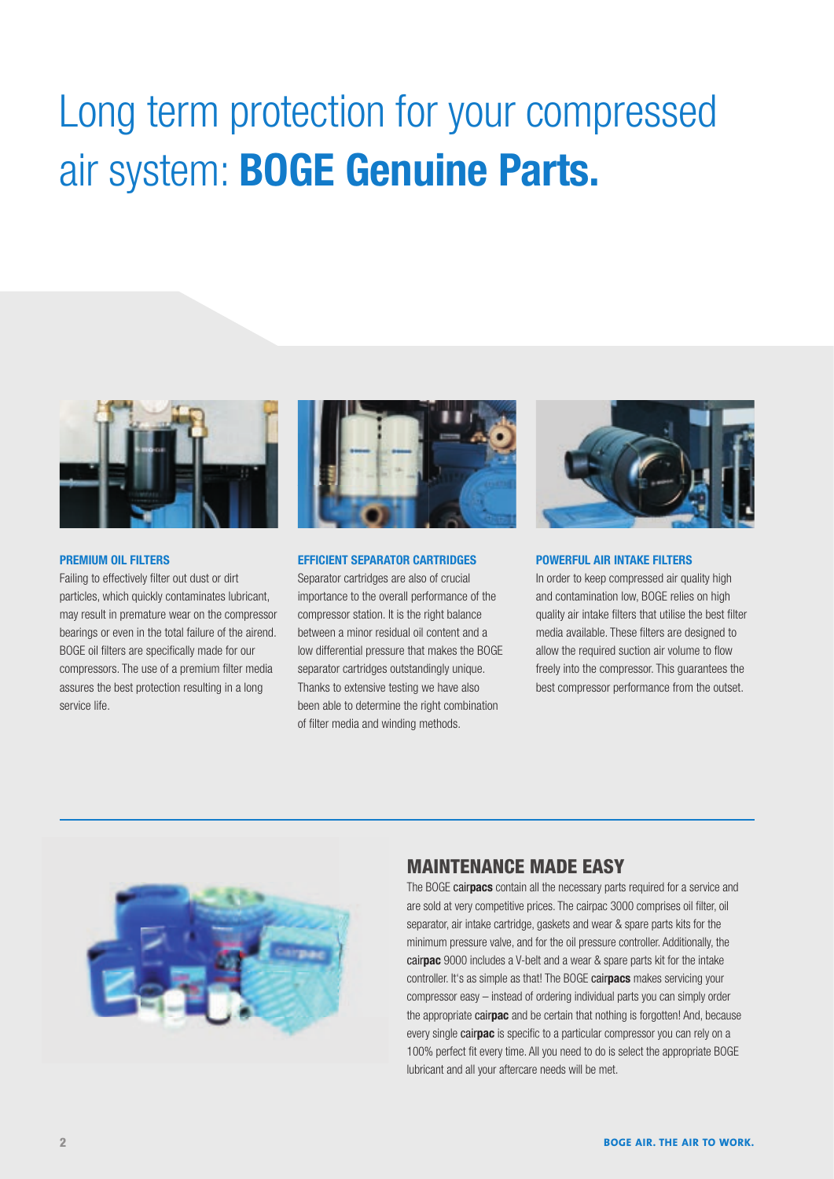# Long term protection for your compressed air system: **BOGE Genuine Parts.**

### PREMIUM OIL FILTERS

Failing to effectively filter out dust or dirt particles, which quickly contaminates lubricant, may result in premature wear on the compressor bearings or even in the total failure of the airend. BOGE oil filters are specifically made for our compressors. The use of a premium filter media assures the best protection resulting in a long service life.

### EFFICIENT SEPARATOR CARTRIDGES

Separator cartridges are also of crucial importance to the overall performance of the compressor station. It is the right balance between a minor residual oil content and a low differential pressure that makes the BOGE separator cartridges outstandingly unique. Thanks to extensive testing we have also been able to determine the right combination of filter media and winding methods.

### POWERFUL AIR INTAKE FILTERS

In order to keep compressed air quality high and contamination low, BOGE relies on high quality air intake filters that utilise the best filter media available. These filters are designed to allow the required suction air volume to flow freely into the compressor. This guarantees the best compressor performance from the outset.

## MAINTENANCE MADE EASY

The BOGE cair**pacs** contain all the necessary parts required for a service and are sold at very competitive prices. The cairpac 3000 comprises oil filter, oil separator, air intake cartridge, gaskets and wear & spare parts kits for the minimum pressure valve, and for the oil pressure controller. Additionally, the cair**pac** 9000 includes a V-belt and a wear & spare parts kit for the intake controller. It's as simple as that! The BOGE cair**pacs** makes servicing your compressor easy – instead of ordering individual parts you can simply order the appropriate cair**pac** and be certain that nothing is forgotten! And, because every single cair**pac** is specific to a particular compressor you can rely on a 100% perfect fit every time. All you need to do is select the appropriate BOGE lubricant and all your aftercare needs will be met.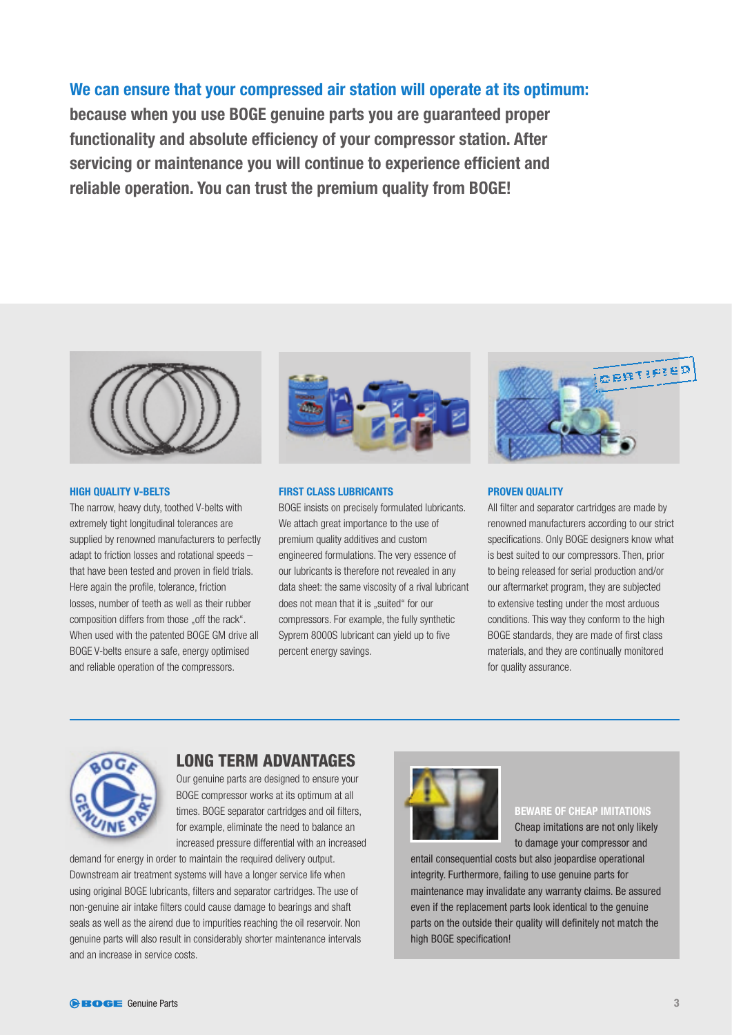**We can ensure that your compressed air station will operate at its optimum:** because when you use BOGE genuine parts you are guaranteed proper functionality and absolute efficiency of your compressor station. After servicing or maintenance you will continue to experience efficient and reliable operation. You can trust the premium quality from BOGE!

### HIGH QUALITY V-BELTS

The narrow, heavy duty, toothed V-belts with extremely tight longitudinal tolerances are supplied by renowned manufacturers to perfectly adapt to friction losses and rotational speeds – that have been tested and proven in field trials. Here again the profile, tolerance, friction losses, number of teeth as well as their rubber composition differs from those „off the rack". When used with the patented BOGE GM drive all BOGE V-belts ensure a safe, energy optimised and reliable operation of the compressors.

### FIRST CLASS LUBRICANTS

BOGE insists on precisely formulated lubricants. We attach great importance to the use of premium quality additives and custom engineered formulations. The very essence of our lubricants is therefore not revealed in any data sheet: the same viscosity of a rival lubricant does not mean that it is „suited" for our compressors. For example, the fully synthetic Syprem 8000S lubricant can yield up to five percent energy savings.

### PROVEN QUALITY

All filter and separator cartridges are made by renowned manufacturers according to our strict specifications. Only BOGE designers know what is best suited to our compressors. Then, prior to being released for serial production and/or our aftermarket program, they are subjected to extensive testing under the most arduous conditions. This way they conform to the high BOGE standards, they are made of first class materials, and they are continually monitored for quality assurance.

## LONG TERM ADVANTAGES

Our genuine parts are designed to ensure your BOGE compressor works at its optimum at all times. BOGE separator cartridges and oil filters, for example, eliminate the need to balance an increased pressure differential with an increased demand for energy in order to maintain the required delivery output. Downstream air treatment systems will have a longer service life when using original BOGE lubricants, filters and separator cartridges. The use of non-genuine air intake filters could cause damage to bearings and shaft seals as well as the airend due to impurities reaching the oil reservoir. Non genuine parts will also result in considerably shorter maintenance intervals and an increase in service costs.

### BEWARE OF CHEAP IMITATIONS

Cheap imitations are not only likely to damage your compressor and entail consequential costs but also jeopardise operational integrity. Furthermore, failing to use genuine parts for maintenance may invalidate any warranty claims. Be assured even if the replacement parts look identical to the genuine parts on the outside their quality will definitely not match the high BOGE specification!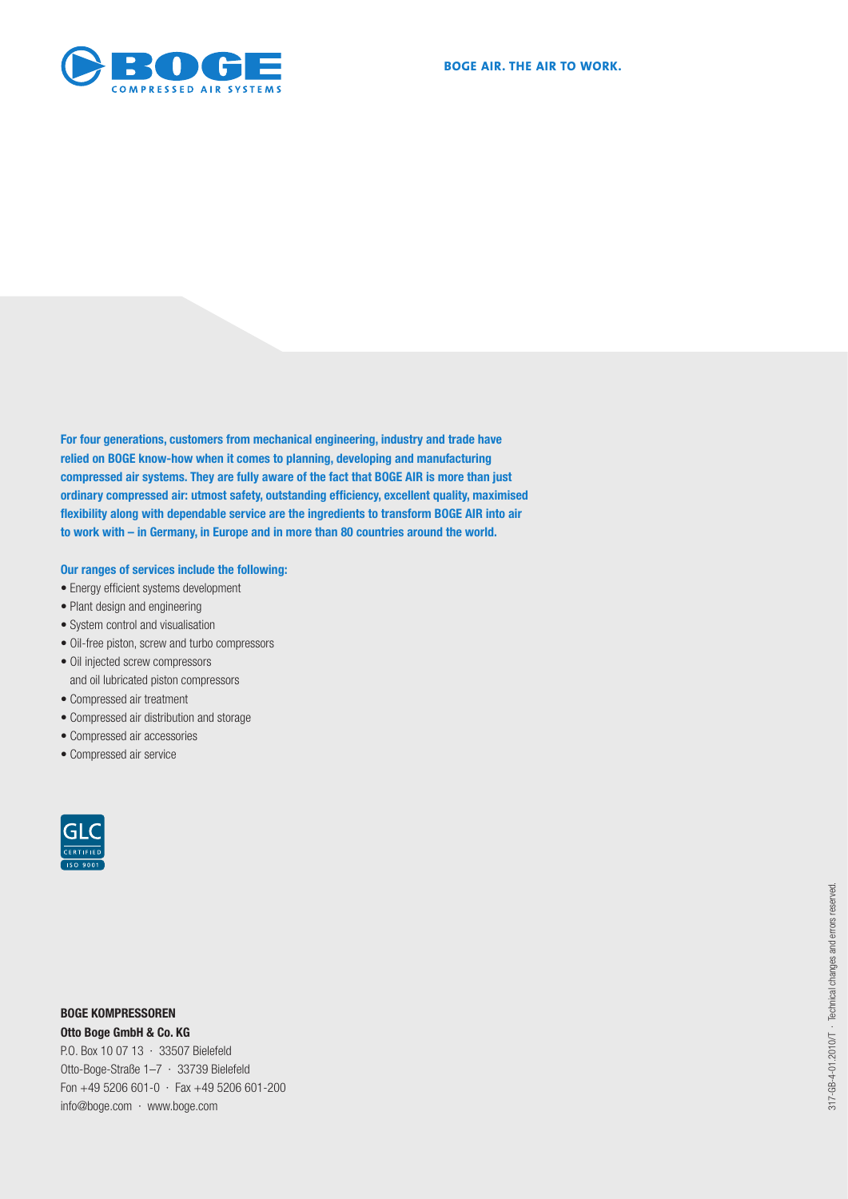BOGE COMPRESSED AIR SYSTEMS

**BOGE AIR. THE AIR TO WORK.**

**For four generations, customers from mechanical engineering, industry and trade have relied on BOGE know-how when it comes to planning, developing and manufacturing compressed air systems. They are fully aware of the fact that BOGE AIR is more than just ordinary compressed air: utmost safety, outstanding efficiency, excellent quality, maximised flexibility along with dependable service are the ingredients to transform BOGE AIR into air to work with – in Germany, in Europe and in more than 80 countries around the world.**

**Our ranges of services include the following:**

- Energy efficient systems development
- Plant design and engineering
- System control and visualisation
- Oil-free piston, screw and turbo compressors
- Oil injected screw compressors and oil lubricated piston compressors
- Compressed air treatment
- Compressed air distribution and storage
- Compressed air accessories
- Compressed air service

GLC CERTIFIED ISO 9001

**BOGE KOMPRESSOREN**
**Otto Boge GmbH & Co. KG**
P.O. Box 10 07 13 · 33507 Bielefeld
Otto-Boge-Straße 1–7 · 33739 Bielefeld
Fon +49 5206 601-0 · Fax +49 5206 601-200
info@boge.com · www.boge.com

317-GB-4-01.2010/T · Technical changes and errors reserved.